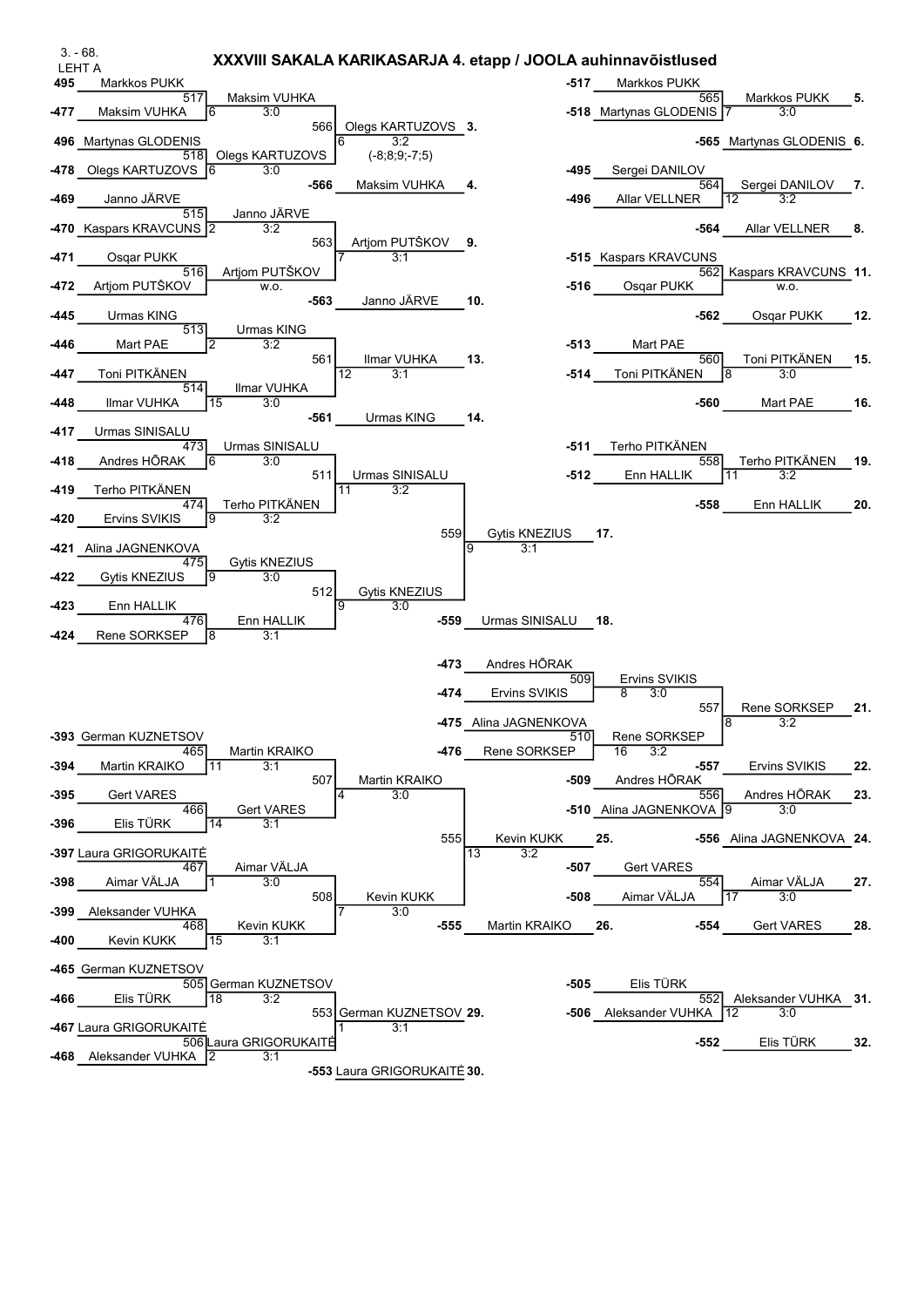3. - 68.
LEHT A

# XXXVIII SAKALA KARIKASARJA 4. etapp / JOOLA auhinnavõistlused

- 495 Markkos PUKK
- -477 Maksim VUHKA
  - 517 Maksim VUHKA — 6 — 3:0
- 496 Martynas GLODENIS
- -478 Olegs KARTUZOVS
  - 518 Olegs KARTUZOVS — 6 — 3:0
    - 566 Olegs KARTUZOVS **3.** — 6 — 3:2 (-8;8;9;-7;5)
    - -566 Maksim VUHKA **4.**

- -517 Markkos PUKK
- -518 Martynas GLODENIS
  - 565 Markkos PUKK **5.** — 7 — 3:0
  - -565 Martynas GLODENIS **6.**

- -495 Sergei DANILOV
- -496 Allar VELLNER
  - 564 Sergei DANILOV **7.** — 12 — 3:2
  - -564 Allar VELLNER **8.**

- -469 Janno JÄRVE
- -470 Kaspars KRAVCUNS
  - 515 Janno JÄRVE — 2 — 3:2
- -471 Osqar PUKK
- -472 Artjom PUTŠKOV
  - 516 Artjom PUTŠKOV — w.o.
    - 563 Artjom PUTŠKOV **9.** — 7 — 3:1
    - -563 Janno JÄRVE **10.**

- -515 Kaspars KRAVCUNS
- -516 Osqar PUKK
  - 562 Kaspars KRAVCUNS **11.** — w.o.
  - -562 Osqar PUKK **12.**

- -445 Urmas KING
- -446 Mart PAE
  - 513 Urmas KING — 2 — 3:2
- -447 Toni PITKÄNEN
- -448 Ilmar VUHKA
  - 514 Ilmar VUHKA — 15 — 3:0
    - 561 Ilmar VUHKA **13.** — 12 — 3:1
    - -561 Urmas KING **14.**

- -513 Mart PAE
- -514 Toni PITKÄNEN
  - 560 Toni PITKÄNEN **15.** — 8 — 3:0
  - -560 Mart PAE **16.**

- -417 Urmas SINISALU
- -418 Andres HÕRAK
  - 473 Urmas SINISALU — 6 — 3:0
- -419 Terho PITKÄNEN
- -420 Ervins SVIKIS
  - 474 Terho PITKÄNEN — 9 — 3:2
    - 511 Urmas SINISALU — 11 — 3:2
- -421 Alina JAGNENKOVA
- -422 Gytis KNEZIUS
  - 475 Gytis KNEZIUS — 9 — 3:0
- -423 Enn HALLIK
- -424 Rene SORKSEP
  - 476 Enn HALLIK — 8 — 3:1
    - 512 Gytis KNEZIUS — 9 — 3:0
      - 559 Gytis KNEZIUS **17.** — 9 — 3:1
      - -559 Urmas SINISALU **18.**

- -511 Terho PITKÄNEN
- -512 Enn HALLIK
  - 558 Terho PITKÄNEN **19.** — 11 — 3:2
  - -558 Enn HALLIK **20.**

- -473 Andres HÕRAK
- -474 Ervins SVIKIS
  - 509 Ervins SVIKIS — 8 — 3:0
- -475 Alina JAGNENKOVA
- -476 Rene SORKSEP
  - 510 Rene SORKSEP — 16 — 3:2
    - 557 Rene SORKSEP **21.** — 8 — 3:2
    - -557 Ervins SVIKIS **22.**

- -509 Andres HÕRAK
- -510 Alina JAGNENKOVA
  - 556 Andres HÕRAK **23.** — 9 — 3:0
  - -556 Alina JAGNENKOVA **24.**

- -393 German KUZNETSOV
- -394 Martin KRAIKO
  - 465 Martin KRAIKO — 11 — 3:1
- -395 Gert VARES
- -396 Elis TÜRK
  - 466 Gert VARES — 14 — 3:1
    - 507 Martin KRAIKO — 4 — 3:0
- -397 Laura GRIGORUKAITĖ
- -398 Aimar VÄLJA
  - 467 Aimar VÄLJA — 1 — 3:0
- -399 Aleksander VUHKA
- -400 Kevin KUKK
  - 468 Kevin KUKK — 15 — 3:1
    - 508 Kevin KUKK — 7 — 3:0
      - 555 Kevin KUKK **25.** — 13 — 3:2
      - -555 Martin KRAIKO **26.**

- -507 Gert VARES
- -508 Aimar VÄLJA
  - 554 Aimar VÄLJA **27.** — 17 — 3:0
  - -554 Gert VARES **28.**

- -465 German KUZNETSOV
- -466 Elis TÜRK
  - 505 German KUZNETSOV — 18 — 3:2
- -467 Laura GRIGORUKAITĖ
- -468 Aleksander VUHKA
  - 506 Laura GRIGORUKAITĖ — 2 — 3:1
    - 553 German KUZNETSOV **29.** — 1 — 3:1
    - -553 Laura GRIGORUKAITĖ **30.**

- -505 Elis TÜRK
- -506 Aleksander VUHKA
  - 552 Aleksander VUHKA **31.** — 12 — 3:0
  - -552 Elis TÜRK **32.**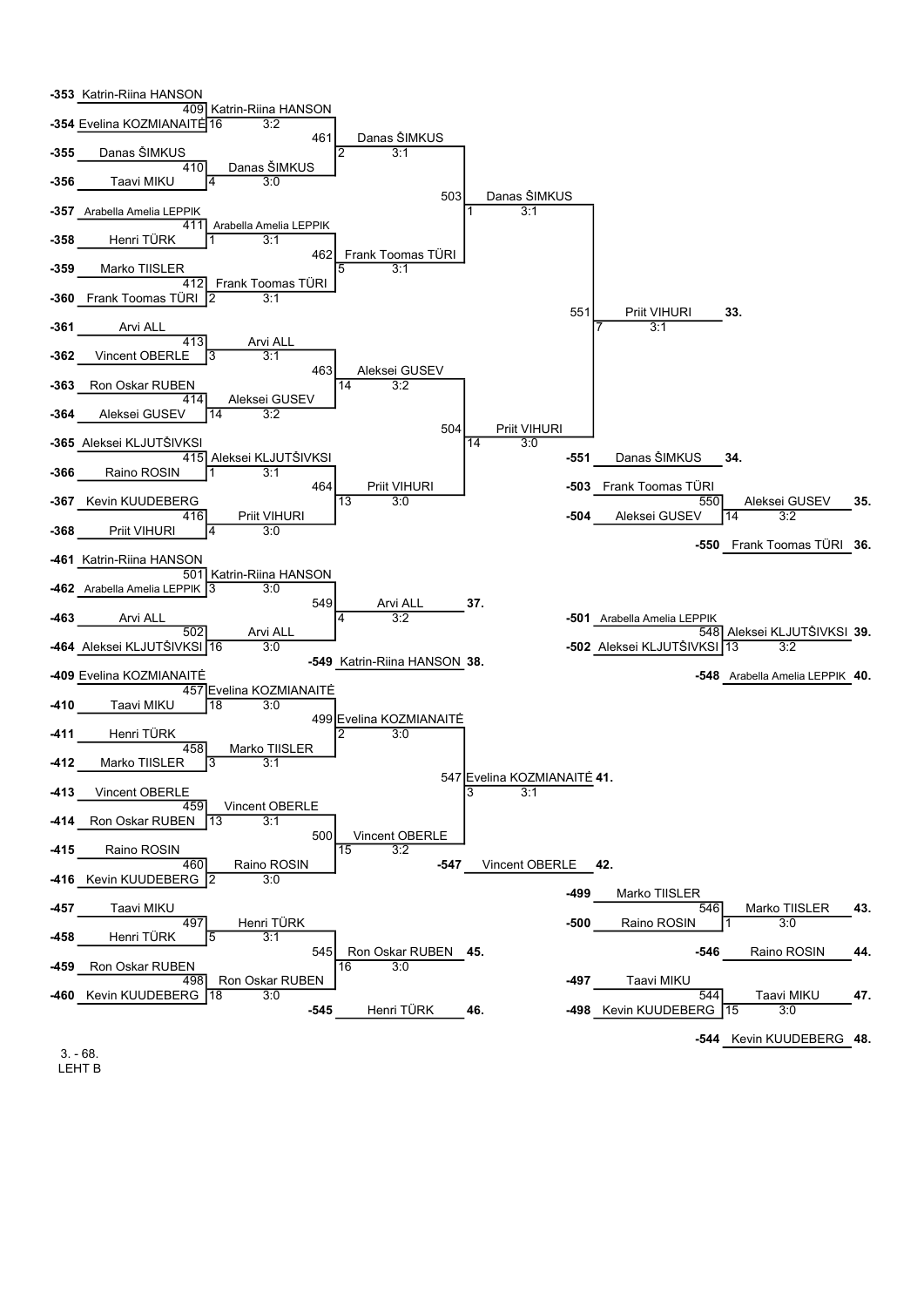**Main bracket (places 33–36)**

| Entry | Player | Match | Winner | Score | Match | Winner | Score | Match | Winner | Score | Match | Winner | Score |
|---|---|---|---|---|---|---|---|---|---|---|---|---|---|
| -353 | Katrin-Riina HANSON | 409 | Katrin-Riina HANSON | 3:2 | 461 | Danas ŠIMKUS | 3:1 | 503 | Danas ŠIMKUS | 3:1 | 551 | Priit VIHURI **33.** | 3:1 |
| -354 | Evelina KOZMIANAITĖ 16 | | | | | | | | | | | | |
| -355 | Danas ŠIMKUS | 410 | Danas ŠIMKUS | 3:0 | | | | | | | | | |
| -356 | Taavi MIKU 4 | | | | | | | | | | | | |
| -357 | Arabella Amelia LEPPIK | 411 | Arabella Amelia LEPPIK | 3:1 | 462 | Frank Toomas TÜRI | 3:1 | | | | | | |
| -358 | Henri TÜRK 1 | | | | | | | | | | | | |
| -359 | Marko TIISLER | 412 | Frank Toomas TÜRI | 3:1 | | | | | | | | | |
| -360 | Frank Toomas TÜRI 2 | | | | | | | | | | | | |
| -361 | Arvi ALL | 413 | Arvi ALL | 3:1 | 463 | Aleksei GUSEV | 3:2 | 504 | Priit VIHURI | 3:0 | | | |
| -362 | Vincent OBERLE 3 | | | | | | | | | | | | |
| -363 | Ron Oskar RUBEN | 414 | Aleksei GUSEV | 3:2 | | | | | | | | | |
| -364 | Aleksei GUSEV 14 | | | | | | | | | | | | |
| -365 | Aleksei KLJUTŠIVKSI | 415 | Aleksei KLJUTŠIVKSI | 3:1 | 464 | Priit VIHURI | 3:0 | | | | | | |
| -366 | Raino ROSIN 1 | | | | | | | | | | | | |
| -367 | Kevin KUUDEBERG | 416 | Priit VIHURI | 3:0 | | | | | | | | | |
| -368 | Priit VIHURI 4 | | | | | | | | | | | | |

-551 Danas ŠIMKUS **34.**

| Entry | Player | Match | Winner | Score |
|---|---|---|---|---|
| -503 | Frank Toomas TÜRI | 550 | Aleksei GUSEV **35.** | 3:2 |
| -504 | Aleksei GUSEV 14 | | | |

-550 Frank Toomas TÜRI **36.**

**Places 37–40**

| Entry | Player | Match | Winner | Score | Match | Winner | Score |
|---|---|---|---|---|---|---|---|
| -461 | Katrin-Riina HANSON | 501 | Katrin-Riina HANSON | 3:0 | 549 | Arvi ALL **37.** | 3:2 |
| -462 | Arabella Amelia LEPPIK 3 | | | | | | |
| -463 | Arvi ALL | 502 | Arvi ALL | 3:0 | | | |
| -464 | Aleksei KLJUTŠIVKSI 16 | | | | | | |

-549 Katrin-Riina HANSON **38.**

| Entry | Player | Match | Winner | Score |
|---|---|---|---|---|
| -501 | Arabella Amelia LEPPIK | 548 | Aleksei KLJUTŠIVKSI **39.** | 3:2 |
| -502 | Aleksei KLJUTŠIVKSI 13 | | | |

-548 Arabella Amelia LEPPIK **40.**

**Places 41–44**

| Entry | Player | Match | Winner | Score | Match | Winner | Score | Match | Winner | Score |
|---|---|---|---|---|---|---|---|---|---|---|
| -409 | Evelina KOZMIANAITĖ | 457 | Evelina KOZMIANAITĖ | 3:0 | 499 | Evelina KOZMIANAITĖ | 3:0 | 547 | Evelina KOZMIANAITĖ **41.** | 3:1 |
| -410 | Taavi MIKU 18 | | | | | | | | | |
| -411 | Henri TÜRK | 458 | Marko TIISLER | 3:1 | | | | | | |
| -412 | Marko TIISLER 3 | | | | | | | | | |
| -413 | Vincent OBERLE | 459 | Vincent OBERLE | 3:1 | 500 | Vincent OBERLE | 3:2 | | | |
| -414 | Ron Oskar RUBEN 13 | | | | | | | | | |
| -415 | Raino ROSIN | 460 | Raino ROSIN | 3:0 | | | | | | |
| -416 | Kevin KUUDEBERG 2 | | | | | | | | | |

-547 Vincent OBERLE **42.**

| Entry | Player | Match | Winner | Score |
|---|---|---|---|---|
| -499 | Marko TIISLER | 546 | Marko TIISLER **43.** | 3:0 |
| -500 | Raino ROSIN 1 | | | |

-546 Raino ROSIN **44.**

**Places 45–48**

| Entry | Player | Match | Winner | Score | Match | Winner | Score |
|---|---|---|---|---|---|---|---|
| -457 | Taavi MIKU | 497 | Henri TÜRK | 3:1 | 545 | Ron Oskar RUBEN **45.** | 3:0 |
| -458 | Henri TÜRK 5 | | | | | | |
| -459 | Ron Oskar RUBEN | 498 | Ron Oskar RUBEN | 3:0 | | | |
| -460 | Kevin KUUDEBERG 18 | | | | | | |

-545 Henri TÜRK **46.**

| Entry | Player | Match | Winner | Score |
|---|---|---|---|---|
| -497 | Taavi MIKU | 544 | Taavi MIKU **47.** | 3:0 |
| -498 | Kevin KUUDEBERG 15 | | | |

-544 Kevin KUUDEBERG **48.**

3. - 68.
LEHT B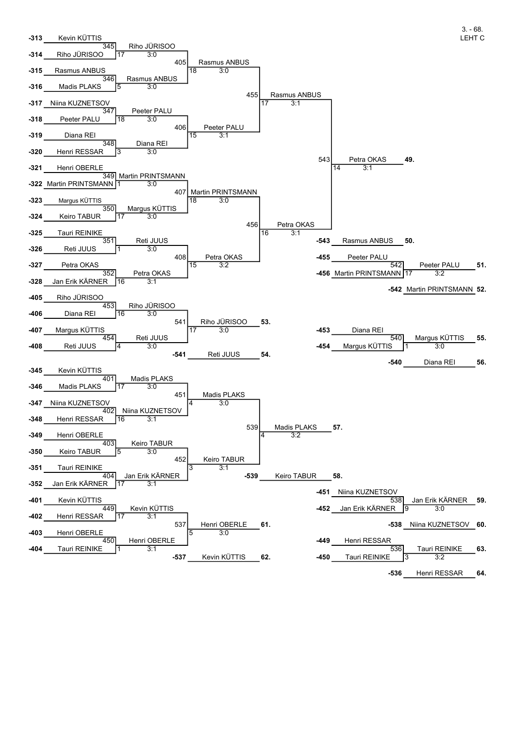# 3. - 68.
## LEHT C

| Match | Player 1 | Player 2 | Winner | Table | Score | Place |
|---|---|---|---|---|---|---|
| 345 | -313 Kevin KÜTTIS | -314 Riho JÜRISOO | Riho JÜRISOO | 17 | 3:0 | |
| 346 | -315 Rasmus ANBUS | -316 Madis PLAKS | Rasmus ANBUS | 5 | 3:0 | |
| 347 | -317 Niina KUZNETSOV | -318 Peeter PALU | Peeter PALU | 18 | 3:0 | |
| 348 | -319 Diana REI | -320 Henri RESSAR | Diana REI | 3 | 3:0 | |
| 349 | -321 Henri OBERLE | -322 Martin PRINTSMANN | Martin PRINTSMANN | 1 | 3:0 | |
| 350 | -323 Margus KÜTTIS | -324 Keiro TABUR | Margus KÜTTIS | 17 | 3:0 | |
| 351 | -325 Tauri REINIKE | -326 Reti JUUS | Reti JUUS | 1 | 3:0 | |
| 352 | -327 Petra OKAS | -328 Jan Erik KÄRNER | Petra OKAS | 16 | 3:1 | |
| 405 | Riho JÜRISOO | Rasmus ANBUS | Rasmus ANBUS | 18 | 3:0 | |
| 406 | Peeter PALU | Diana REI | Peeter PALU | 15 | 3:1 | |
| 407 | Martin PRINTSMANN | Margus KÜTTIS | Martin PRINTSMANN | 18 | 3:0 | |
| 408 | Reti JUUS | Petra OKAS | Petra OKAS | 15 | 3:2 | |
| 455 | Rasmus ANBUS | Peeter PALU | Rasmus ANBUS | 17 | 3:1 | |
| 456 | Martin PRINTSMANN | Petra OKAS | Petra OKAS | 16 | 3:1 | |
| 543 | Rasmus ANBUS | Petra OKAS | Petra OKAS | 14 | 3:1 | 49. |
| -543 | | | Rasmus ANBUS | | | 50. |
| 542 | -455 Peeter PALU | -456 Martin PRINTSMANN | Peeter PALU | 17 | 3:2 | 51. |
| -542 | | | Martin PRINTSMANN | | | 52. |
| 453 | -405 Riho JÜRISOO | -406 Diana REI | Riho JÜRISOO | 16 | 3:0 | |
| 454 | -407 Margus KÜTTIS | -408 Reti JUUS | Reti JUUS | 4 | 3:0 | |
| 541 | Riho JÜRISOO | Reti JUUS | Riho JÜRISOO | 17 | 3:0 | 53. |
| -541 | | | Reti JUUS | | | 54. |
| 540 | -453 Diana REI | -454 Margus KÜTTIS | Margus KÜTTIS | 1 | 3:0 | 55. |
| -540 | | | Diana REI | | | 56. |
| 401 | -345 Kevin KÜTTIS | -346 Madis PLAKS | Madis PLAKS | 17 | 3:0 | |
| 402 | -347 Niina KUZNETSOV | -348 Henri RESSAR | Niina KUZNETSOV | 16 | 3:1 | |
| 403 | -349 Henri OBERLE | -350 Keiro TABUR | Keiro TABUR | 5 | 3:0 | |
| 404 | -351 Tauri REINIKE | -352 Jan Erik KÄRNER | Jan Erik KÄRNER | 17 | 3:1 | |
| 451 | Madis PLAKS | Niina KUZNETSOV | Madis PLAKS | 4 | 3:0 | |
| 452 | Keiro TABUR | Jan Erik KÄRNER | Keiro TABUR | 3 | 3:1 | |
| 539 | Madis PLAKS | Keiro TABUR | Madis PLAKS | 4 | 3:2 | 57. |
| -539 | | | Keiro TABUR | | | 58. |
| 538 | -451 Niina KUZNETSOV | -452 Jan Erik KÄRNER | Jan Erik KÄRNER | 9 | 3:0 | 59. |
| -538 | | | Niina KUZNETSOV | | | 60. |
| 449 | -401 Kevin KÜTTIS | -402 Henri RESSAR | Kevin KÜTTIS | 17 | 3:1 | |
| 450 | -403 Henri OBERLE | -404 Tauri REINIKE | Henri OBERLE | 1 | 3:1 | |
| 537 | Kevin KÜTTIS | Henri OBERLE | Henri OBERLE | 5 | 3:0 | 61. |
| -537 | | | Kevin KÜTTIS | | | 62. |
| 536 | -449 Henri RESSAR | -450 Tauri REINIKE | Tauri REINIKE | 3 | 3:2 | 63. |
| -536 | | | Henri RESSAR | | | 64. |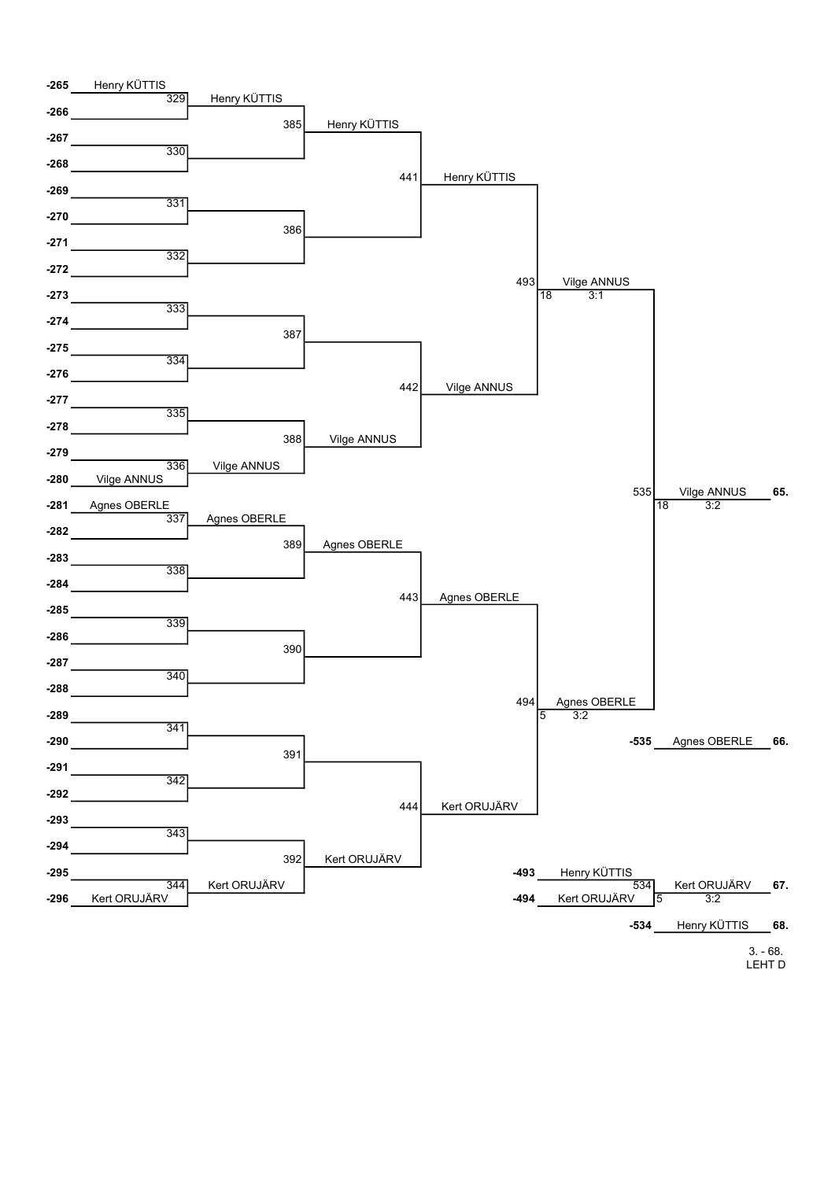-265 Henry KÜTTIS
329 Henry KÜTTIS
-266
385 Henry KÜTTIS
-267
330
-268
441 Henry KÜTTIS
-269
331
-270
386
-271
332
-272
493 Vilge ANNUS
18 3:1
-273
333
-274
387
-275
334
-276
442 Vilge ANNUS
-277
335
-278
388 Vilge ANNUS
-279
336 Vilge ANNUS
-280 Vilge ANNUS
535 Vilge ANNUS 65.
18 3:2
-281 Agnes OBERLE
337 Agnes OBERLE
-282
389 Agnes OBERLE
-283
338
-284
443 Agnes OBERLE
-285
339
-286
390
-287
340
-288
494 Agnes OBERLE
5 3:2
-289
341
-290
-535 Agnes OBERLE 66.
391
-291
342
-292
444 Kert ORUJÄRV
-293
343
-294
392 Kert ORUJÄRV
-295
-493 Henry KÜTTIS
344 Kert ORUJÄRV
534 Kert ORUJÄRV 67.
-296 Kert ORUJÄRV
-494 Kert ORUJÄRV
5 3:2
-534 Henry KÜTTIS 68.

3. - 68.
LEHT D